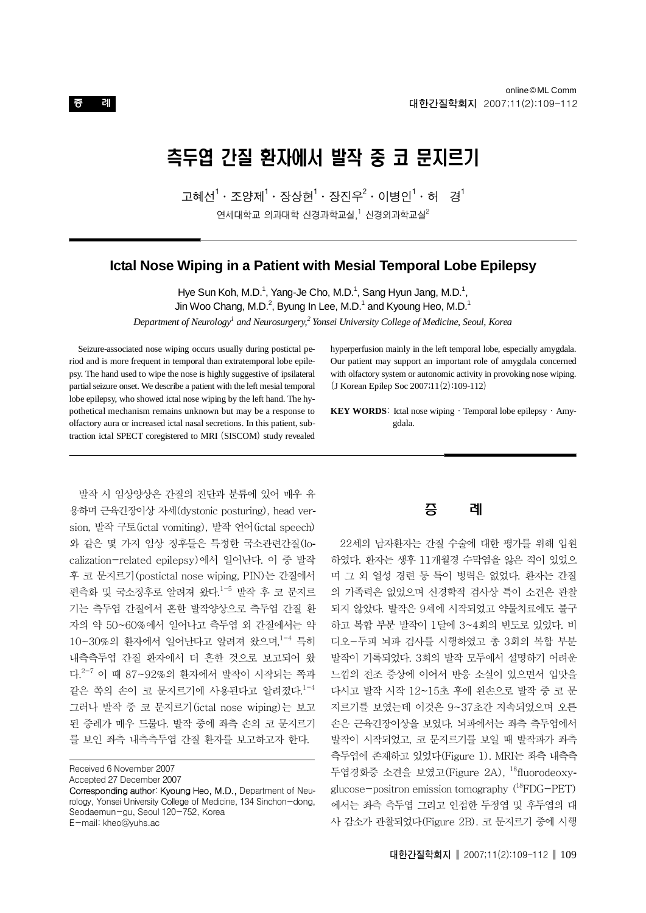증 례

# 측두엽 간질 환자에서 발작 중 코 문지르기

고혜선[1] · 조양제[1] · 장상현[1] · 장진우[2] · 이병인[1] · 허 경[1]

연세대학교 의과대학 신경과학교실,[1] 신경외과학교실[2]

## Ictal Nose Wiping in a Patient with Mesial Temporal Lobe Epilepsy

Hye Sun Koh, M.D.[1], Yang-Je Cho, M.D.[1], Sang Hyun Jang, M.D.[1], Jin Woo Chang, M.D.[2], Byung In Lee, M.D.[1] and Kyoung Heo, M.D.[1]

*Department of Neurology[1] and Neurosurgery,[2] Yonsei University College of Medicine, Seoul, Korea*

Seizure-associated nose wiping occurs usually during postictal period and is more frequent in temporal than extratemporal lobe epilepsy. The hand used to wipe the nose is highly suggestive of ipsilateral partial seizure onset. We describe a patient with the left mesial temporal lobe epilepsy, who showed ictal nose wiping by the left hand. The hypothetical mechanism remains unknown but may be a response to olfactory aura or increased ictal nasal secretions. In this patient, subtraction ictal SPECT coregistered to MRI (SISCOM) study revealed hyperperfusion mainly in the left temporal lobe, especially amygdala. Our patient may support an important role of amygdala concerned with olfactory system or autonomic activity in provoking nose wiping. (J Korean Epilep Soc 2007;11(2):109-112)

**KEY WORDS**: Ictal nose wiping · Temporal lobe epilepsy · Amygdala.

발작 시 임상양상은 간질의 진단과 분류에 있어 매우 유용하며 근육긴장이상 자세(dystonic posturing), head version, 발작 구토(ictal vomiting), 발작 언어(ictal speech)와 같은 몇 가지 임상 징후들은 특정한 국소관련간질(localization-related epilepsy)에서 일어난다. 이 중 발작 후 코 문지르기(postictal nose wiping, PIN)는 간질에서 편측화 및 국소징후로 알려져 왔다.[1-5] 발작 후 코 문지르기는 측두엽 간질에서 흔한 발작양상으로 측두엽 간질 환자의 약 50~60%에서 일어나고 측두엽 외 간질에서는 약 10~30%의 환자에서 일어난다고 알려져 왔으며,[1-4] 특히 내측측두엽 간질 환자에서 더 흔한 것으로 보고되어 왔다.[2-7] 이 때 87~92%의 환자에서 발작이 시작되는 쪽과 같은 쪽의 손이 코 문지르기에 사용된다고 알려졌다.[1-4] 그러나 발작 중 코 문지르기(ictal nose wiping)는 보고된 증례가 매우 드물다. 발작 중에 좌측 손의 코 문지르기를 보인 좌측 내측측두엽 간질 환자를 보고하고자 한다.

## 증 례

22세의 남자환자는 간질 수술에 대한 평가를 위해 입원하였다. 환자는 생후 11개월경 수막염을 앓은 적이 있었으며 그 외 열성 경련 등 특이 병력은 없었다. 환자는 간질의 가족력은 없었으며 신경학적 검사상 특이 소견은 관찰되지 않았다. 발작은 9세에 시작되었고 약물치료에도 불구하고 복합 부분 발작이 1달에 3~4회의 빈도로 있었다. 비디오-두피 뇌파 검사를 시행하였고 총 3회의 복합 부분 발작이 기록되었다. 3회의 발작 모두에서 설명하기 어려운 느낌의 전조 증상에 이어서 반응 소실이 있으면서 입맛을 다시고 발작 시작 12~15초 후에 왼손으로 발작 중 코 문지르기를 보였는데 이것은 9~37초간 지속되었으며 오른 손은 근육긴장이상을 보였다. 뇌파에서는 좌측 측두엽에서 발작이 시작되었고, 코 문지르기를 보일 때 발작파가 좌측 측두엽에 존재하고 있었다(Figure 1). MRI는 좌측 내측측두엽경화증 소견을 보였고(Figure 2A), $^{18}$fluorodeoxyglucose-positron emission tomography ($^{18}$FDG-PET)에서는 좌측 측두엽 그리고 인접한 두정엽 및 후두엽의 대사 감소가 관찰되었다(Figure 2B). 코 문지르기 중에 시행

Received 6 November 2007
Accepted 27 December 2007
Corresponding author: Kyoung Heo, M.D., Department of Neurology, Yonsei University College of Medicine, 134 Sinchon-dong, Seodaemun-gu, Seoul 120-752, Korea
E-mail: kheo@yuhs.ac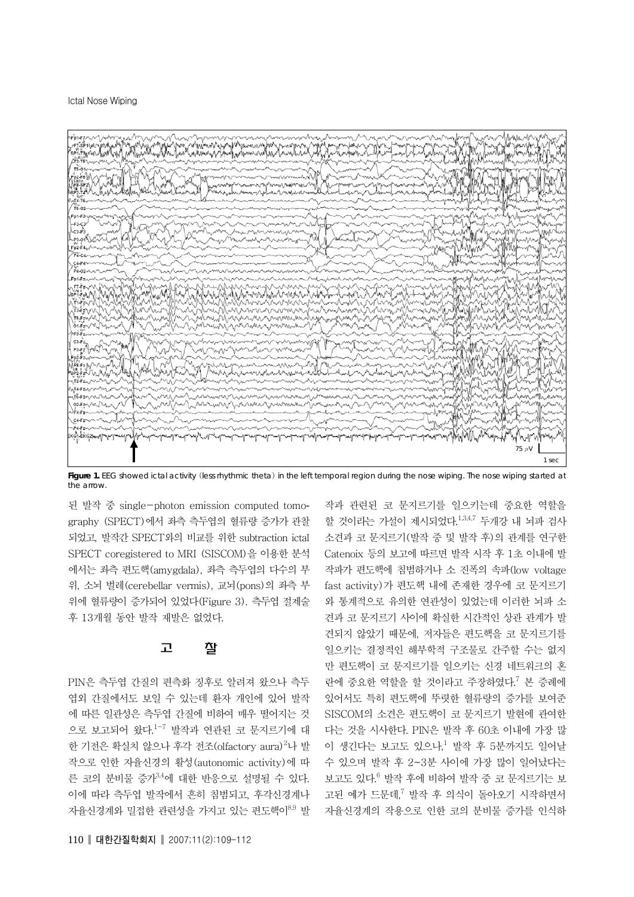Figure 1. EEG showed ictal activity (less rhythmic theta) in the left temporal region during the nose wiping. The nose wiping started at the arrow.

된 발작 중 single-photon emission computed tomography (SPECT)에서 좌측 측두엽의 혈류량 증가가 관찰되었고, 발작간 SPECT와의 비교를 위한 subtraction ictal SPECT coregistered to MRI (SISCOM)을 이용한 분석에서는 좌측 편도핵(amygdala), 좌측 측두엽의 다수의 부위, 소뇌 벌레(cerebellar vermis), 교뇌(pons)의 좌측 부위에 혈류량이 증가되어 있었다(Figure 3). 측두엽 절제술 후 13개월 동안 발작 재발은 없었다.

## 고 찰

PIN은 측두엽 간질의 편측화 징후로 알려져 왔으나 측두엽외 간질에서도 보일 수 있는데 환자 개인에 있어 발작에 따른 일관성은 측두엽 간질에 비하여 매우 떨어지는 것으로 보고되어 왔다.[1-7] 발작과 연관된 코 문지르기에 대한 기전은 확실치 않으나 후각 전조(olfactory aura)[2]나 발작으로 인한 자율신경의 활성(autonomic activity)에 따른 코의 분비물 증가[3,4]에 대한 반응으로 설명될 수 있다. 이에 따라 측두엽 발작에서 흔히 침범되고, 후각신경계나 자율신경계와 밀접한 관련성을 가지고 있는 편도핵이[8,9] 발작과 관련된 코 문지르기를 일으키는데 중요한 역할을 할 것이라는 가설이 제시되었다.[1,3,4,7] 두개강 내 뇌파 검사 소견과 코 문지르기(발작 중 및 발작 후)의 관계를 연구한 Catenoix 등의 보고에 따르면 발작 시작 후 1초 이내에 발작파가 편도핵에 침범하거나 소 진폭의 속파(low voltage fast activity)가 편도핵 내에 존재한 경우에 코 문지르기와 통계적으로 유의한 연관성이 있었는데 이러한 뇌파 소견과 코 문지르기 사이에 확실한 시간적인 상관 관계가 발견되지 않았기 때문에, 저자들은 편도핵을 코 문지르기를 일으키는 결정적인 해부학적 구조물로 간주할 수는 없지만 편도핵이 코 문지르기를 일으키는 신경 네트워크의 혼란에 중요한 역할을 할 것이라고 주장하였다.[7] 본 증례에 있어서도 특히 편도핵에 뚜렷한 혈류량의 증가를 보여준 SISCOM의 소견은 편도핵이 코 문지르기 발현에 관여한다는 것을 시사한다. PIN은 발작 후 60초 이내에 가장 많이 생긴다는 보고도 있으나,[1] 발작 후 5분까지도 일어날 수 있으며 발작 후 2~3분 사이에 가장 많이 일어났다는 보고도 있다.[6] 발작 후에 비하여 발작 중 코 문지르기는 보고된 예가 드문데,[7] 발작 후 의식이 돌아오기 시작하면서 자율신경계의 작용으로 인한 코의 분비물 증가를 인식하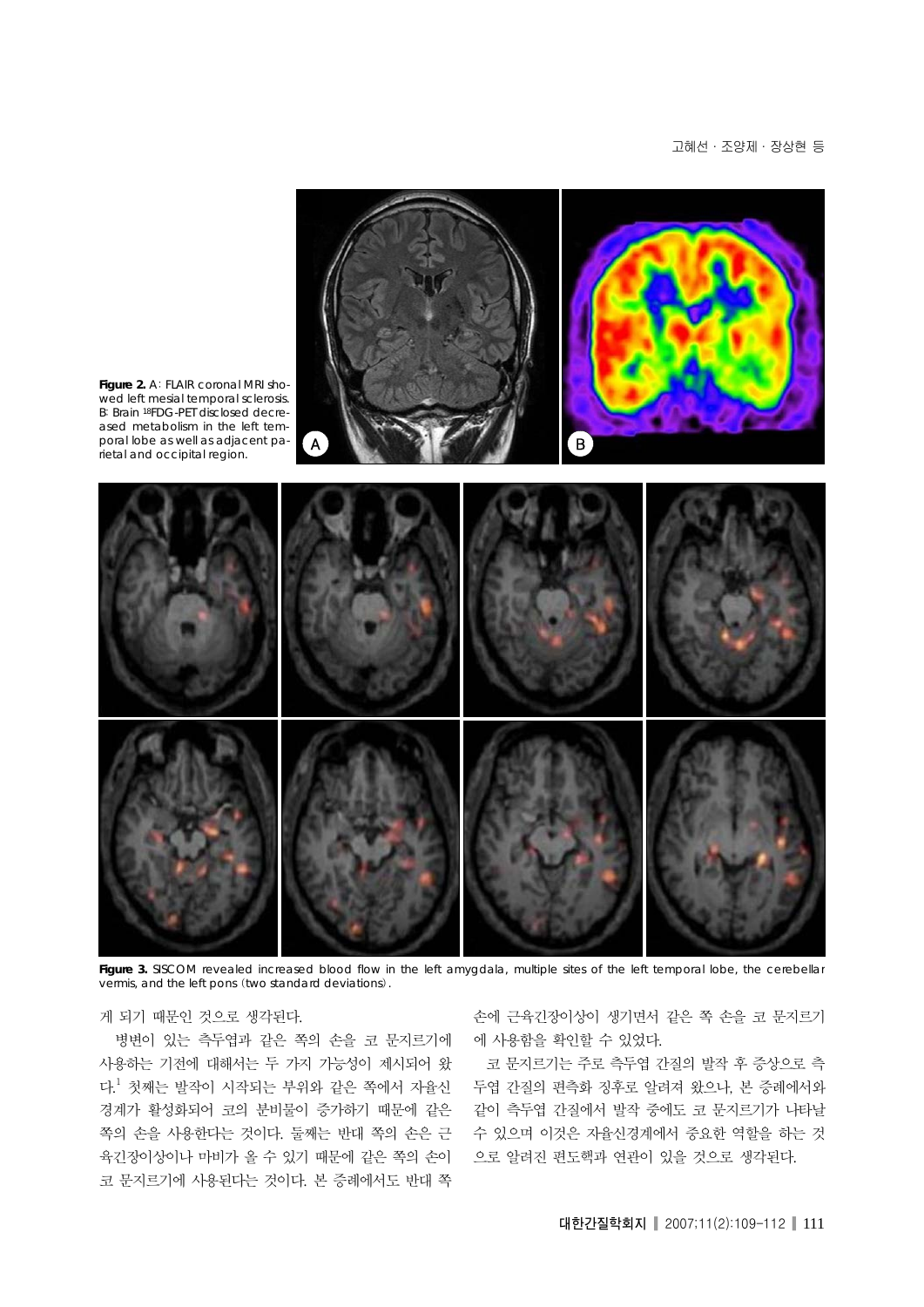**Figure 2.** A: FLAIR coronal MRI showed left mesial temporal sclerosis. B: Brain $^{18}$FDG-PET disclosed decreased metabolism in the left temporal lobe as well as adjacent parietal and occipital region.

**Figure 3.** SISCOM revealed increased blood flow in the left amygdala, multiple sites of the left temporal lobe, the cerebellar vermis, and the left pons (two standard deviations).

게 되기 때문인 것으로 생각된다.

병변이 있는 측두엽과 같은 쪽의 손을 코 문지르기에 사용하는 기전에 대해서는 두 가지 가능성이 제시되어 왔다.[1] 첫째는 발작이 시작되는 부위와 같은 쪽에서 자율신경계가 활성화되어 코의 분비물이 증가하기 때문에 같은 쪽의 손을 사용한다는 것이다. 둘째는 반대 쪽의 손은 근육긴장이상이나 마비가 올 수 있기 때문에 같은 쪽의 손이 코 문지르기에 사용된다는 것이다. 본 증례에서도 반대 쪽 손에 근육긴장이상이 생기면서 같은 쪽 손을 코 문지르기에 사용함을 확인할 수 있었다.

코 문지르기는 주로 측두엽 간질의 발작 후 증상으로 측두엽 간질의 편측화 징후로 알려져 왔으나, 본 증례에서와 같이 측두엽 간질에서 발작 중에도 코 문지르기가 나타날 수 있으며 이것은 자율신경계에서 중요한 역할을 하는 것으로 알려진 편도핵과 연관이 있을 것으로 생각된다.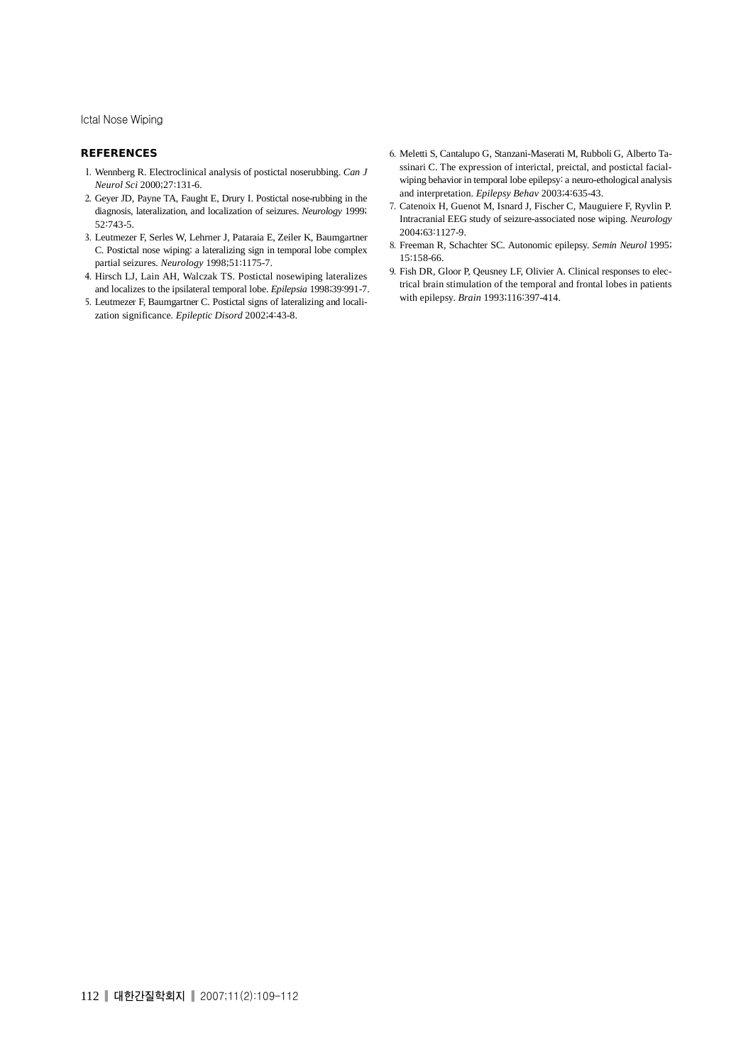## REFERENCES

1. Wennberg R. Electroclinical analysis of postictal noserubbing. *Can J Neurol Sci* 2000;27:131-6.
2. Geyer JD, Payne TA, Faught E, Drury I. Postictal nose-rubbing in the diagnosis, lateralization, and localization of seizures. *Neurology* 1999; 52:743-5.
3. Leutmezer F, Serles W, Lehrner J, Pataraia E, Zeiler K, Baumgartner C. Postictal nose wiping: a lateralizing sign in temporal lobe complex partial seizures. *Neurology* 1998;51:1175-7.
4. Hirsch LJ, Lain AH, Walczak TS. Postictal nosewiping lateralizes and localizes to the ipsilateral temporal lobe. *Epilepsia* 1998;39:991-7.
5. Leutmezer F, Baumgartner C. Postictal signs of lateralizing and localization significance. *Epileptic Disord* 2002;4:43-8.
6. Meletti S, Cantalupo G, Stanzani-Maserati M, Rubboli G, Alberto Tassinari C. The expression of interictal, preictal, and postictal facial-wiping behavior in temporal lobe epilepsy: a neuro-ethological analysis and interpretation. *Epilepsy Behav* 2003;4:635-43.
7. Catenoix H, Guenot M, Isnard J, Fischer C, Mauguiere F, Ryvlin P. Intracranial EEG study of seizure-associated nose wiping. *Neurology* 2004;63:1127-9.
8. Freeman R, Schachter SC. Autonomic epilepsy. *Semin Neurol* 1995; 15:158-66.
9. Fish DR, Gloor P, Qeusney LF, Olivier A. Clinical responses to electrical brain stimulation of the temporal and frontal lobes in patients with epilepsy. *Brain* 1993;116:397-414.